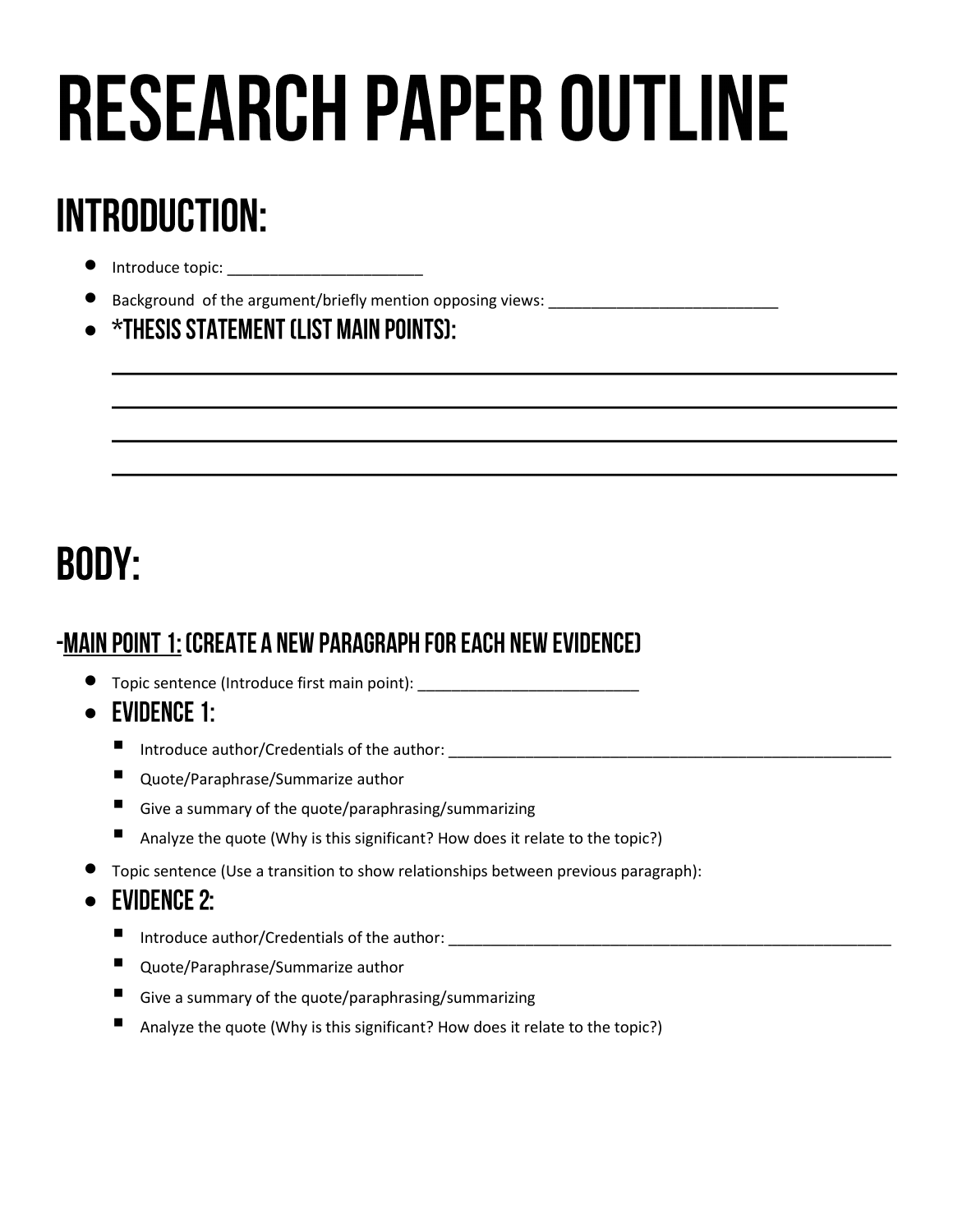# RESEARCH PAPER OUTLINE

## INTRODUCTION:

- Introduce topic: _______________________
- Background of the argument/briefly mention opposing views: ___________________________
- **\*THESIS STATEMENT (LIST MAIN POINTS):**

  ______________________________________________________________________________

  ______________________________________________________________________________

  ______________________________________________________________________________

  ______________________________________________________________________________

## BODY:

### -<u>MAIN POINT 1:</u> (CREATE A NEW PARAGRAPH FOR EACH NEW EVIDENCE)

- Topic sentence (Introduce first main point): __________________________
- **EVIDENCE 1:**
  - Introduce author/Credentials of the author: ______________________________________________________
  - Quote/Paraphrase/Summarize author
  - Give a summary of the quote/paraphrasing/summarizing
  - Analyze the quote (Why is this significant? How does it relate to the topic?)
- Topic sentence (Use a transition to show relationships between previous paragraph):
- **EVIDENCE 2:**
  - Introduce author/Credentials of the author: ______________________________________________________
  - Quote/Paraphrase/Summarize author
  - Give a summary of the quote/paraphrasing/summarizing
  - Analyze the quote (Why is this significant? How does it relate to the topic?)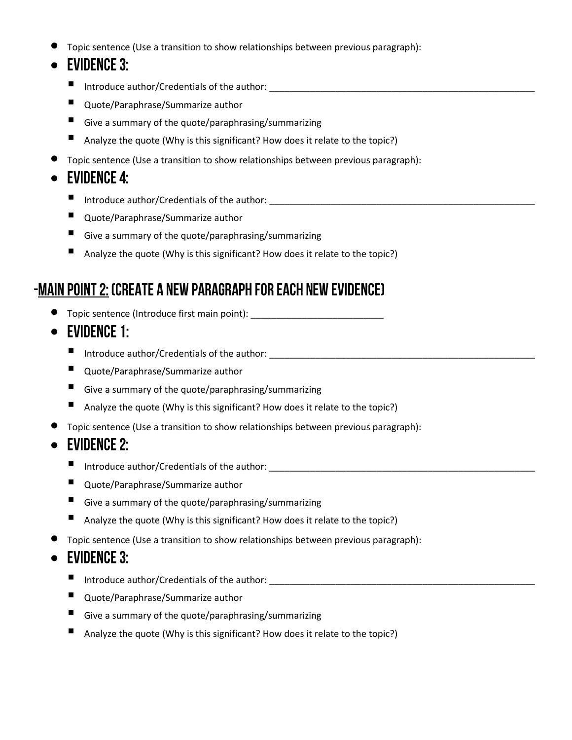- Topic sentence (Use a transition to show relationships between previous paragraph):
- **EVIDENCE 3:**
  - Introduce author/Credentials of the author: ______________________________________________________
  - Quote/Paraphrase/Summarize author
  - Give a summary of the quote/paraphrasing/summarizing
  - Analyze the quote (Why is this significant? How does it relate to the topic?)
- Topic sentence (Use a transition to show relationships between previous paragraph):
- **EVIDENCE 4:**
  - Introduce author/Credentials of the author: ______________________________________________________
  - Quote/Paraphrase/Summarize author
  - Give a summary of the quote/paraphrasing/summarizing
  - Analyze the quote (Why is this significant? How does it relate to the topic?)

## -<u>MAIN POINT 2:</u> (CREATE A NEW PARAGRAPH FOR EACH NEW EVIDENCE)

- Topic sentence (Introduce first main point): __________________________
- **EVIDENCE 1:**
  - Introduce author/Credentials of the author: ______________________________________________________
  - Quote/Paraphrase/Summarize author
  - Give a summary of the quote/paraphrasing/summarizing
  - Analyze the quote (Why is this significant? How does it relate to the topic?)
- Topic sentence (Use a transition to show relationships between previous paragraph):
- **EVIDENCE 2:**
  - Introduce author/Credentials of the author: ______________________________________________________
  - Quote/Paraphrase/Summarize author
  - Give a summary of the quote/paraphrasing/summarizing
  - Analyze the quote (Why is this significant? How does it relate to the topic?)
- Topic sentence (Use a transition to show relationships between previous paragraph):
- **EVIDENCE 3:**
  - Introduce author/Credentials of the author: ______________________________________________________
  - Quote/Paraphrase/Summarize author
  - Give a summary of the quote/paraphrasing/summarizing
  - Analyze the quote (Why is this significant? How does it relate to the topic?)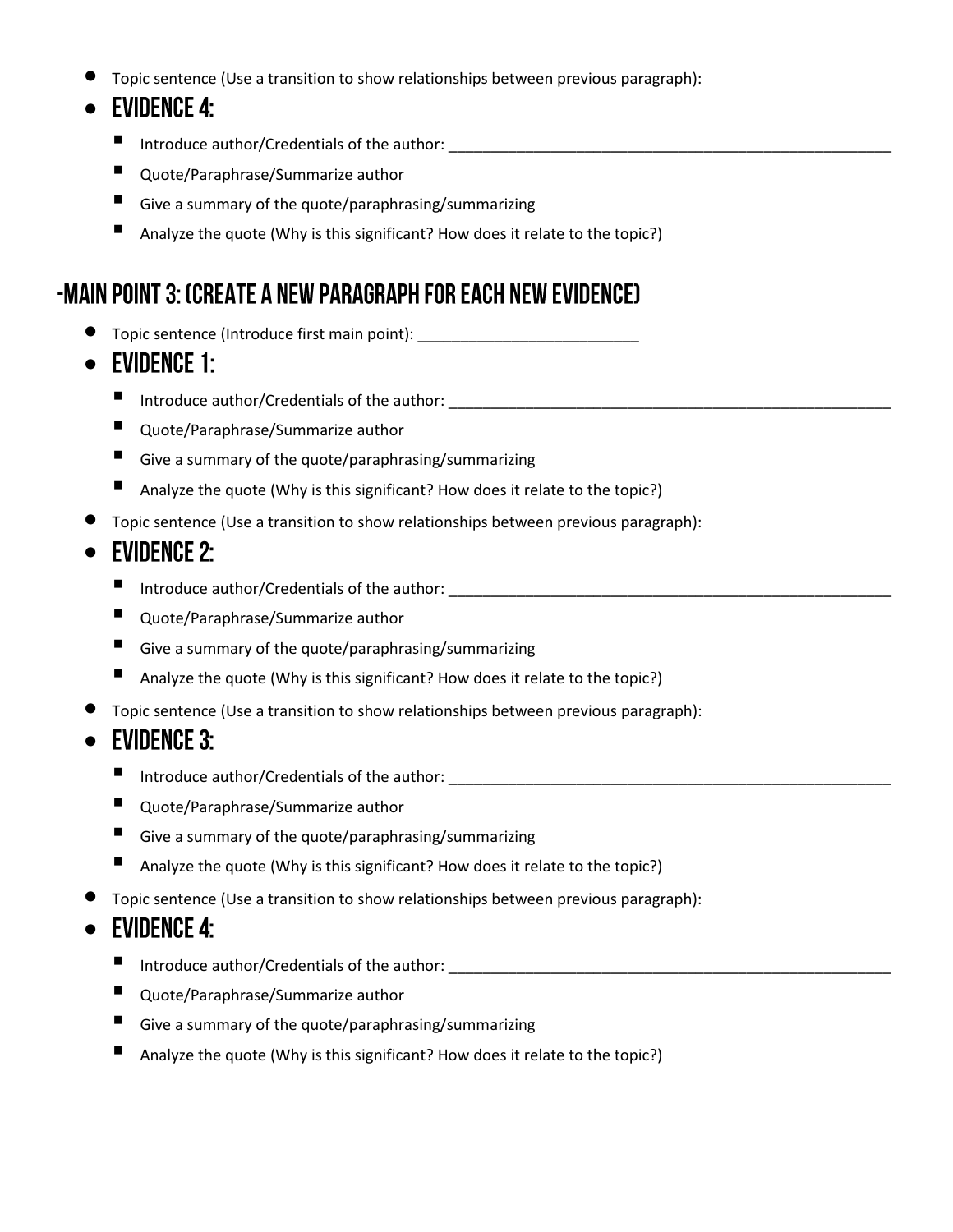- Topic sentence (Use a transition to show relationships between previous paragraph):
- **EVIDENCE 4:**
  - Introduce author/Credentials of the author: _______________________________________________________
  - Quote/Paraphrase/Summarize author
  - Give a summary of the quote/paraphrasing/summarizing
  - Analyze the quote (Why is this significant? How does it relate to the topic?)

## -<u>MAIN POINT 3:</u> (CREATE A NEW PARAGRAPH FOR EACH NEW EVIDENCE)

- Topic sentence (Introduce first main point): ___________________________
- **EVIDENCE 1:**
  - Introduce author/Credentials of the author: _______________________________________________________
  - Quote/Paraphrase/Summarize author
  - Give a summary of the quote/paraphrasing/summarizing
  - Analyze the quote (Why is this significant? How does it relate to the topic?)
- Topic sentence (Use a transition to show relationships between previous paragraph):
- **EVIDENCE 2:**
  - Introduce author/Credentials of the author: _______________________________________________________
  - Quote/Paraphrase/Summarize author
  - Give a summary of the quote/paraphrasing/summarizing
  - Analyze the quote (Why is this significant? How does it relate to the topic?)
- Topic sentence (Use a transition to show relationships between previous paragraph):
- **EVIDENCE 3:**
  - Introduce author/Credentials of the author: _______________________________________________________
  - Quote/Paraphrase/Summarize author
  - Give a summary of the quote/paraphrasing/summarizing
  - Analyze the quote (Why is this significant? How does it relate to the topic?)
- Topic sentence (Use a transition to show relationships between previous paragraph):
- **EVIDENCE 4:**
  - Introduce author/Credentials of the author: _______________________________________________________
  - Quote/Paraphrase/Summarize author
  - Give a summary of the quote/paraphrasing/summarizing
  - Analyze the quote (Why is this significant? How does it relate to the topic?)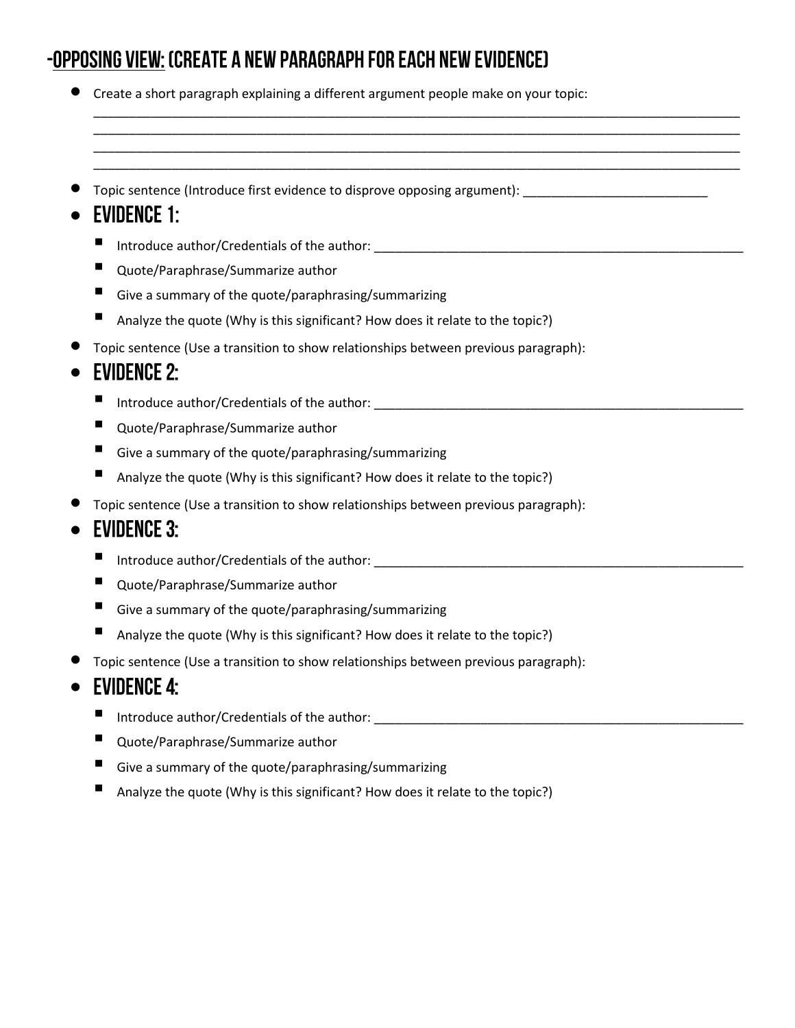## -Opposing View: (Create a new paragraph for each new evidence)

- Create a short paragraph explaining a different argument people make on your topic:
  ____________________________________________________________________________________________
  ____________________________________________________________________________________________
  ____________________________________________________________________________________________
  ____________________________________________________________________________________________
- Topic sentence (Introduce first evidence to disprove opposing argument): __________________________
- **EVIDENCE 1:**
  - Introduce author/Credentials of the author: ______________________________________________________
  - Quote/Paraphrase/Summarize author
  - Give a summary of the quote/paraphrasing/summarizing
  - Analyze the quote (Why is this significant? How does it relate to the topic?)
- Topic sentence (Use a transition to show relationships between previous paragraph):
- **EVIDENCE 2:**
  - Introduce author/Credentials of the author: ______________________________________________________
  - Quote/Paraphrase/Summarize author
  - Give a summary of the quote/paraphrasing/summarizing
  - Analyze the quote (Why is this significant? How does it relate to the topic?)
- Topic sentence (Use a transition to show relationships between previous paragraph):
- **EVIDENCE 3:**
  - Introduce author/Credentials of the author: ______________________________________________________
  - Quote/Paraphrase/Summarize author
  - Give a summary of the quote/paraphrasing/summarizing
  - Analyze the quote (Why is this significant? How does it relate to the topic?)
- Topic sentence (Use a transition to show relationships between previous paragraph):
- **EVIDENCE 4:**
  - Introduce author/Credentials of the author: ______________________________________________________
  - Quote/Paraphrase/Summarize author
  - Give a summary of the quote/paraphrasing/summarizing
  - Analyze the quote (Why is this significant? How does it relate to the topic?)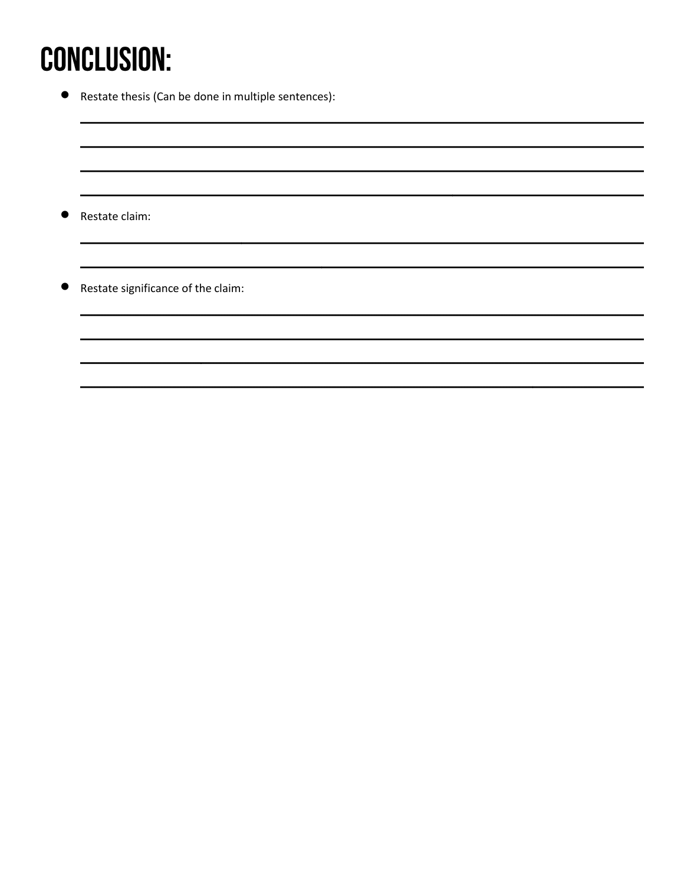# CONCLUSION:

- Restate thesis (Can be done in multiple sentences):

  ______________________________________________________________________________

  ______________________________________________________________________________

  ______________________________________________________________________________

  ______________________________________________________________________________

- Restate claim:

  ______________________________________________________________________________

  ______________________________________________________________________________

- Restate significance of the claim:

  ______________________________________________________________________________

  ______________________________________________________________________________

  ______________________________________________________________________________

  ______________________________________________________________________________